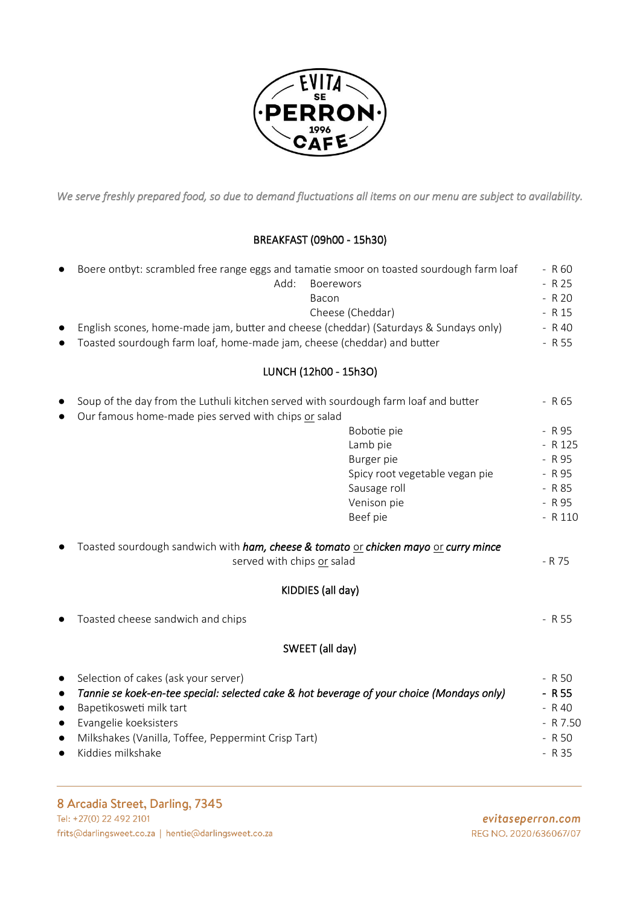# EVITA SE PERRON CAFE 1996

*We serve freshly prepared food, so due to demand fluctuations all items on our menu are subject to availability.*

## BREAKFAST (09h00 - 15h30)

- Boere ontbyt: scrambled free range eggs and tamatie smoor on toasted sourdough farm loaf - R 60
  - Add: Boerewors - R 25
  - Bacon - R 20
  - Cheese (Cheddar) - R 15
- English scones, home-made jam, butter and cheese (cheddar) (Saturdays & Sundays only) - R 40
- Toasted sourdough farm loaf, home-made jam, cheese (cheddar) and butter - R 55

## LUNCH (12h00 - 15h30)

- Soup of the day from the Luthuli kitchen served with sourdough farm loaf and butter - R 65
- Our famous home-made pies served with chips or salad
  - Bobotie pie - R 95
  - Lamb pie - R 125
  - Burger pie - R 95
  - Spicy root vegetable vegan pie - R 95
  - Sausage roll - R 85
  - Venison pie - R 95
  - Beef pie - R 110
- Toasted sourdough sandwich with ***ham, cheese & tomato*** or ***chicken mayo*** or ***curry mince*** served with chips or salad - R 75

## KIDDIES (all day)

- Toasted cheese sandwich and chips - R 55

## SWEET (all day)

- Selection of cakes (ask your server) - R 50
- *Tannie se koek-en-tee special: selected cake & hot beverage of your choice (Mondays only)* - **R 55**
- Bapetikosweti milk tart - R 40
- Evangelie koeksisters - R 7.50
- Milkshakes (Vanilla, Toffee, Peppermint Crisp Tart) - R 50
- Kiddies milkshake - R 35

8 Arcadia Street, Darling, 7345
Tel: +27(0) 22 492 2101
frits@darlingsweet.co.za | hentie@darlingsweet.co.za

*evitaseperron.com*
REG NO. 2020/636067/07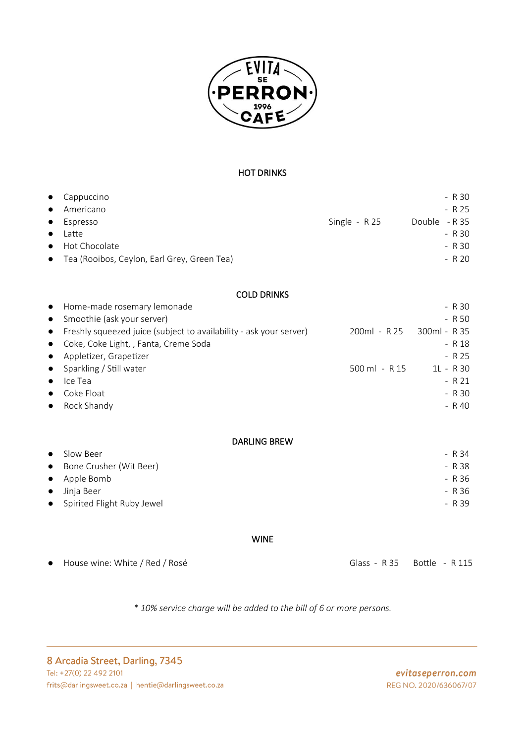EVITA SE PERRON 1996 CAFE

## HOT DRINKS

- Cappuccino - R 30
- Americano - R 25
- Espresso — Single - R 25 — Double - R 35
- Latte - R 30
- Hot Chocolate - R 30
- Tea (Rooibos, Ceylon, Earl Grey, Green Tea) - R 20

## COLD DRINKS

- Home-made rosemary lemonade - R 30
- Smoothie (ask your server) - R 50
- Freshly squeezed juice (subject to availability - ask your server) — 200ml - R 25 — 300ml - R 35
- Coke, Coke Light, , Fanta, Creme Soda - R 18
- Appletizer, Grapetizer - R 25
- Sparkling / Still water — 500 ml - R 15 — 1L - R 30
- Ice Tea - R 21
- Coke Float - R 30
- Rock Shandy - R 40

## DARLING BREW

- Slow Beer - R 34
- Bone Crusher (Wit Beer) - R 38
- Apple Bomb - R 36
- Jinja Beer - R 36
- Spirited Flight Ruby Jewel - R 39

## WINE

- House wine: White / Red / Rosé — Glass - R 35 — Bottle - R 115

*\* 10% service charge will be added to the bill of 6 or more persons.*

---

8 Arcadia Street, Darling, 7345
Tel: +27(0) 22 492 2101
frits@darlingsweet.co.za | hentie@darlingsweet.co.za

*evitaseperron.com*
REG NO. 2020/636067/07